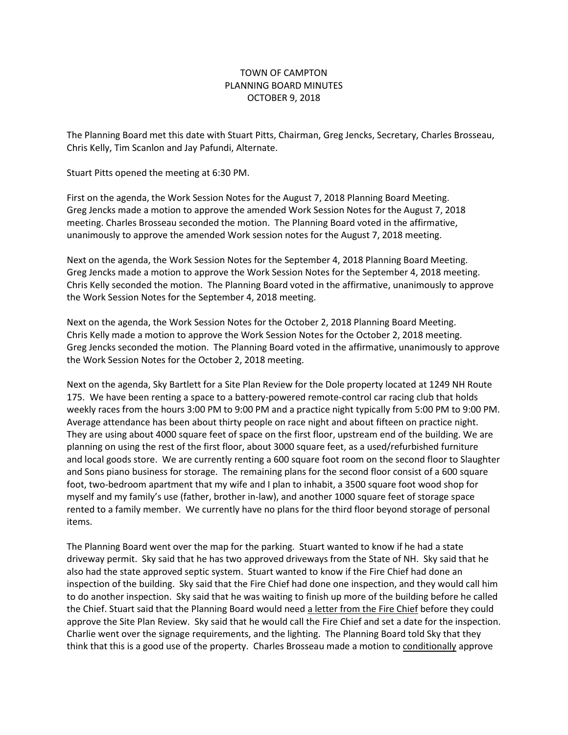TOWN OF CAMPTON
PLANNING BOARD MINUTES
OCTOBER 9, 2018

The Planning Board met this date with Stuart Pitts, Chairman, Greg Jencks, Secretary, Charles Brosseau, Chris Kelly, Tim Scanlon and Jay Pafundi, Alternate.

Stuart Pitts opened the meeting at 6:30 PM.

First on the agenda, the Work Session Notes for the August 7, 2018 Planning Board Meeting. Greg Jencks made a motion to approve the amended Work Session Notes for the August 7, 2018 meeting. Charles Brosseau seconded the motion. The Planning Board voted in the affirmative, unanimously to approve the amended Work session notes for the August 7, 2018 meeting.

Next on the agenda, the Work Session Notes for the September 4, 2018 Planning Board Meeting. Greg Jencks made a motion to approve the Work Session Notes for the September 4, 2018 meeting. Chris Kelly seconded the motion. The Planning Board voted in the affirmative, unanimously to approve the Work Session Notes for the September 4, 2018 meeting.

Next on the agenda, the Work Session Notes for the October 2, 2018 Planning Board Meeting. Chris Kelly made a motion to approve the Work Session Notes for the October 2, 2018 meeting. Greg Jencks seconded the motion. The Planning Board voted in the affirmative, unanimously to approve the Work Session Notes for the October 2, 2018 meeting.

Next on the agenda, Sky Bartlett for a Site Plan Review for the Dole property located at 1249 NH Route 175. We have been renting a space to a battery-powered remote-control car racing club that holds weekly races from the hours 3:00 PM to 9:00 PM and a practice night typically from 5:00 PM to 9:00 PM. Average attendance has been about thirty people on race night and about fifteen on practice night. They are using about 4000 square feet of space on the first floor, upstream end of the building. We are planning on using the rest of the first floor, about 3000 square feet, as a used/refurbished furniture and local goods store. We are currently renting a 600 square foot room on the second floor to Slaughter and Sons piano business for storage. The remaining plans for the second floor consist of a 600 square foot, two-bedroom apartment that my wife and I plan to inhabit, a 3500 square foot wood shop for myself and my family's use (father, brother in-law), and another 1000 square feet of storage space rented to a family member. We currently have no plans for the third floor beyond storage of personal items.

The Planning Board went over the map for the parking. Stuart wanted to know if he had a state driveway permit. Sky said that he has two approved driveways from the State of NH. Sky said that he also had the state approved septic system. Stuart wanted to know if the Fire Chief had done an inspection of the building. Sky said that the Fire Chief had done one inspection, and they would call him to do another inspection. Sky said that he was waiting to finish up more of the building before he called the Chief. Stuart said that the Planning Board would need <u>a letter from the Fire Chief</u> before they could approve the Site Plan Review. Sky said that he would call the Fire Chief and set a date for the inspection. Charlie went over the signage requirements, and the lighting. The Planning Board told Sky that they think that this is a good use of the property. Charles Brosseau made a motion to <u>conditionally</u> approve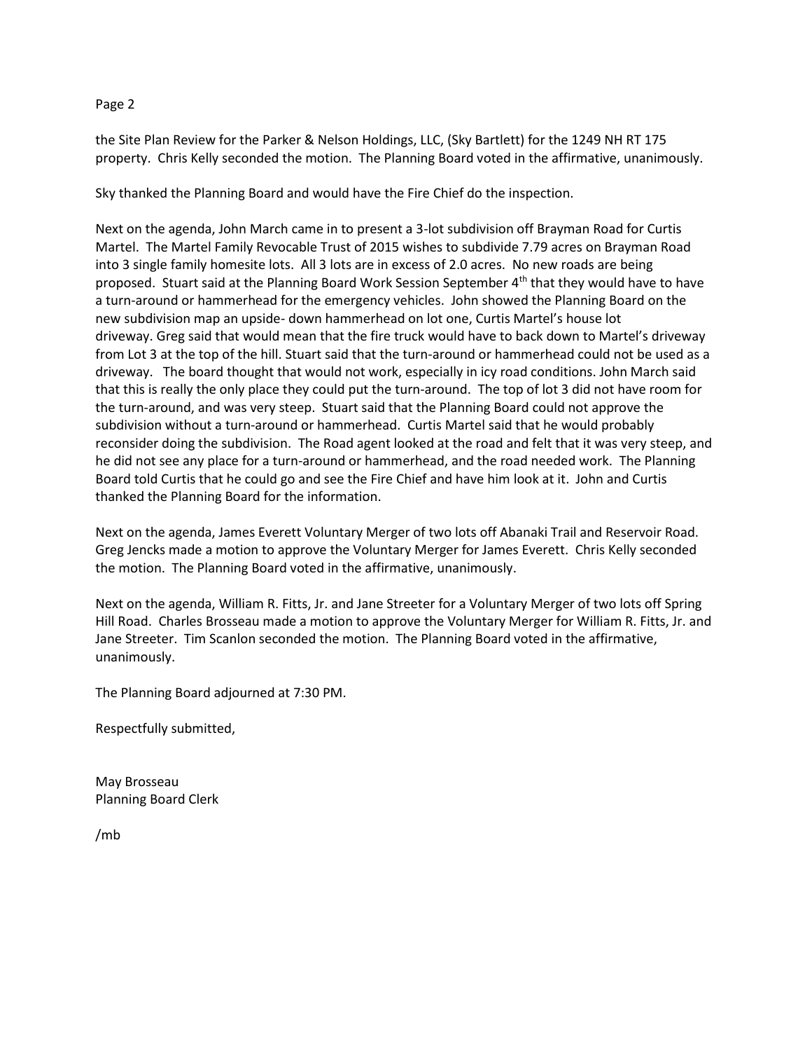the Site Plan Review for the Parker & Nelson Holdings, LLC, (Sky Bartlett) for the 1249 NH RT 175 property. Chris Kelly seconded the motion. The Planning Board voted in the affirmative, unanimously.

Sky thanked the Planning Board and would have the Fire Chief do the inspection.

Next on the agenda, John March came in to present a 3-lot subdivision off Brayman Road for Curtis Martel. The Martel Family Revocable Trust of 2015 wishes to subdivide 7.79 acres on Brayman Road into 3 single family homesite lots. All 3 lots are in excess of 2.0 acres. No new roads are being proposed. Stuart said at the Planning Board Work Session September 4th that they would have to have a turn-around or hammerhead for the emergency vehicles. John showed the Planning Board on the new subdivision map an upside- down hammerhead on lot one, Curtis Martel's house lot driveway. Greg said that would mean that the fire truck would have to back down to Martel's driveway from Lot 3 at the top of the hill. Stuart said that the turn-around or hammerhead could not be used as a driveway. The board thought that would not work, especially in icy road conditions. John March said that this is really the only place they could put the turn-around. The top of lot 3 did not have room for the turn-around, and was very steep. Stuart said that the Planning Board could not approve the subdivision without a turn-around or hammerhead. Curtis Martel said that he would probably reconsider doing the subdivision. The Road agent looked at the road and felt that it was very steep, and he did not see any place for a turn-around or hammerhead, and the road needed work. The Planning Board told Curtis that he could go and see the Fire Chief and have him look at it. John and Curtis thanked the Planning Board for the information.

Next on the agenda, James Everett Voluntary Merger of two lots off Abanaki Trail and Reservoir Road. Greg Jencks made a motion to approve the Voluntary Merger for James Everett. Chris Kelly seconded the motion. The Planning Board voted in the affirmative, unanimously.

Next on the agenda, William R. Fitts, Jr. and Jane Streeter for a Voluntary Merger of two lots off Spring Hill Road. Charles Brosseau made a motion to approve the Voluntary Merger for William R. Fitts, Jr. and Jane Streeter. Tim Scanlon seconded the motion. The Planning Board voted in the affirmative, unanimously.

The Planning Board adjourned at 7:30 PM.

Respectfully submitted,

May Brosseau
Planning Board Clerk

/mb